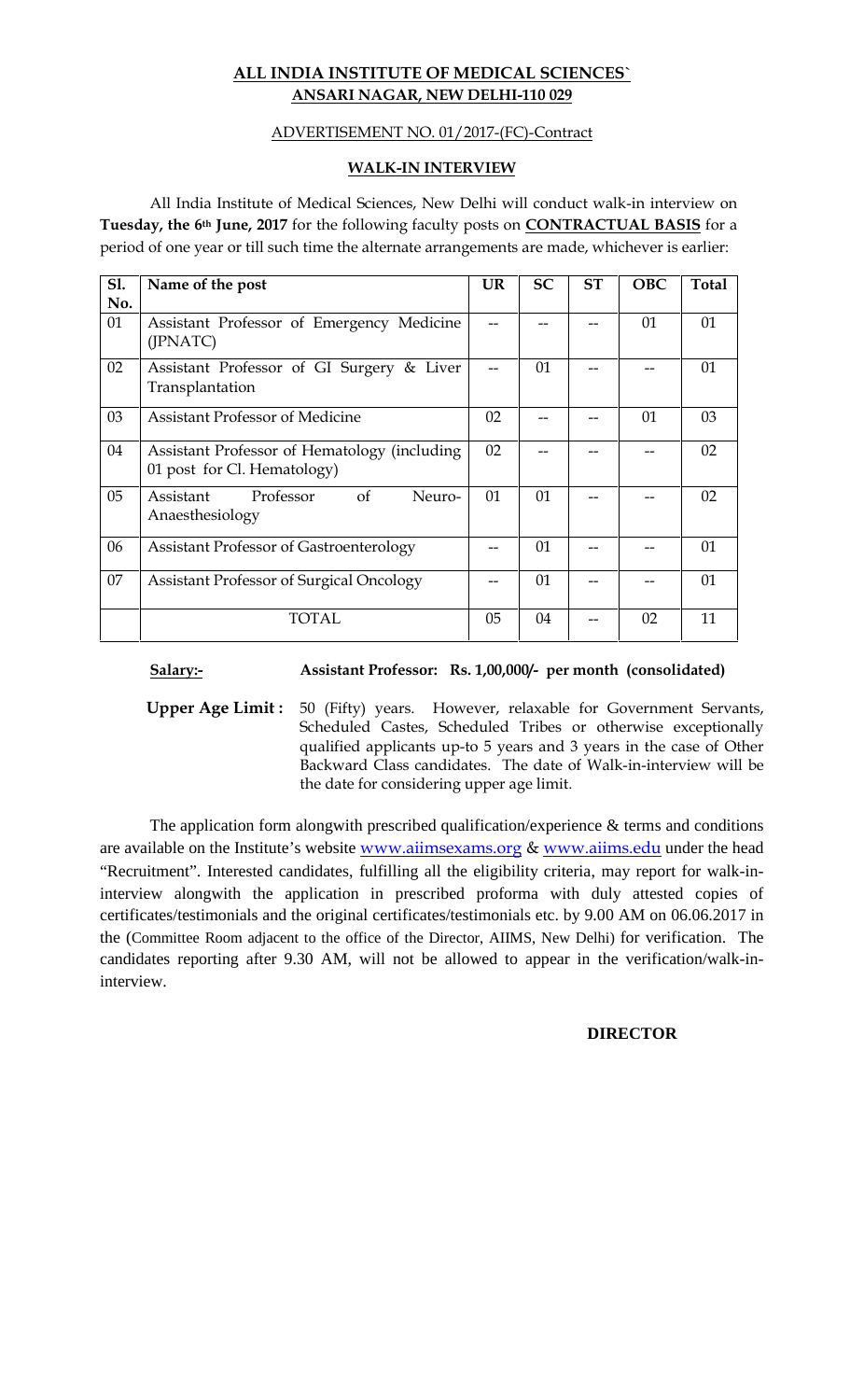## ALL INDIA INSTITUTE OF MEDICAL SCIENCES`
## ANSARI NAGAR, NEW DELHI-110 029

ADVERTISEMENT NO. 01/2017-(FC)-Contract

### WALK-IN INTERVIEW

All India Institute of Medical Sciences, New Delhi will conduct walk-in interview on **Tuesday, the 6th June, 2017** for the following faculty posts on **CONTRACTUAL BASIS** for a period of one year or till such time the alternate arrangements are made, whichever is earlier:

| Sl. No. | Name of the post | UR | SC | ST | OBC | Total |
|---|---|---|---|---|---|---|
| 01 | Assistant Professor of Emergency Medicine (JPNATC) | -- | -- | -- | 01 | 01 |
| 02 | Assistant Professor of GI Surgery & Liver Transplantation | -- | 01 | -- | -- | 01 |
| 03 | Assistant Professor of Medicine | 02 | -- | -- | 01 | 03 |
| 04 | Assistant Professor of Hematology (including 01 post for Cl. Hematology) | 02 | -- | -- | -- | 02 |
| 05 | Assistant Professor of Neuro-Anaesthesiology | 01 | 01 | -- | -- | 02 |
| 06 | Assistant Professor of Gastroenterology | -- | 01 | -- | -- | 01 |
| 07 | Assistant Professor of Surgical Oncology | -- | 01 | -- | -- | 01 |
| | TOTAL | 05 | 04 | -- | 02 | 11 |

**Salary:-** **Assistant Professor: Rs. 1,00,000/- per month (consolidated)**

**Upper Age Limit :** 50 (Fifty) years. However, relaxable for Government Servants, Scheduled Castes, Scheduled Tribes or otherwise exceptionally qualified applicants up-to 5 years and 3 years in the case of Other Backward Class candidates. The date of Walk-in-interview will be the date for considering upper age limit.

The application form alongwith prescribed qualification/experience & terms and conditions are available on the Institute's website www.aiimsexams.org & www.aiims.edu under the head "Recruitment". Interested candidates, fulfilling all the eligibility criteria, may report for walk-in-interview alongwith the application in prescribed proforma with duly attested copies of certificates/testimonials and the original certificates/testimonials etc. by 9.00 AM on 06.06.2017 in the (Committee Room adjacent to the office of the Director, AIIMS, New Delhi) for verification. The candidates reporting after 9.30 AM, will not be allowed to appear in the verification/walk-in-interview.

**DIRECTOR**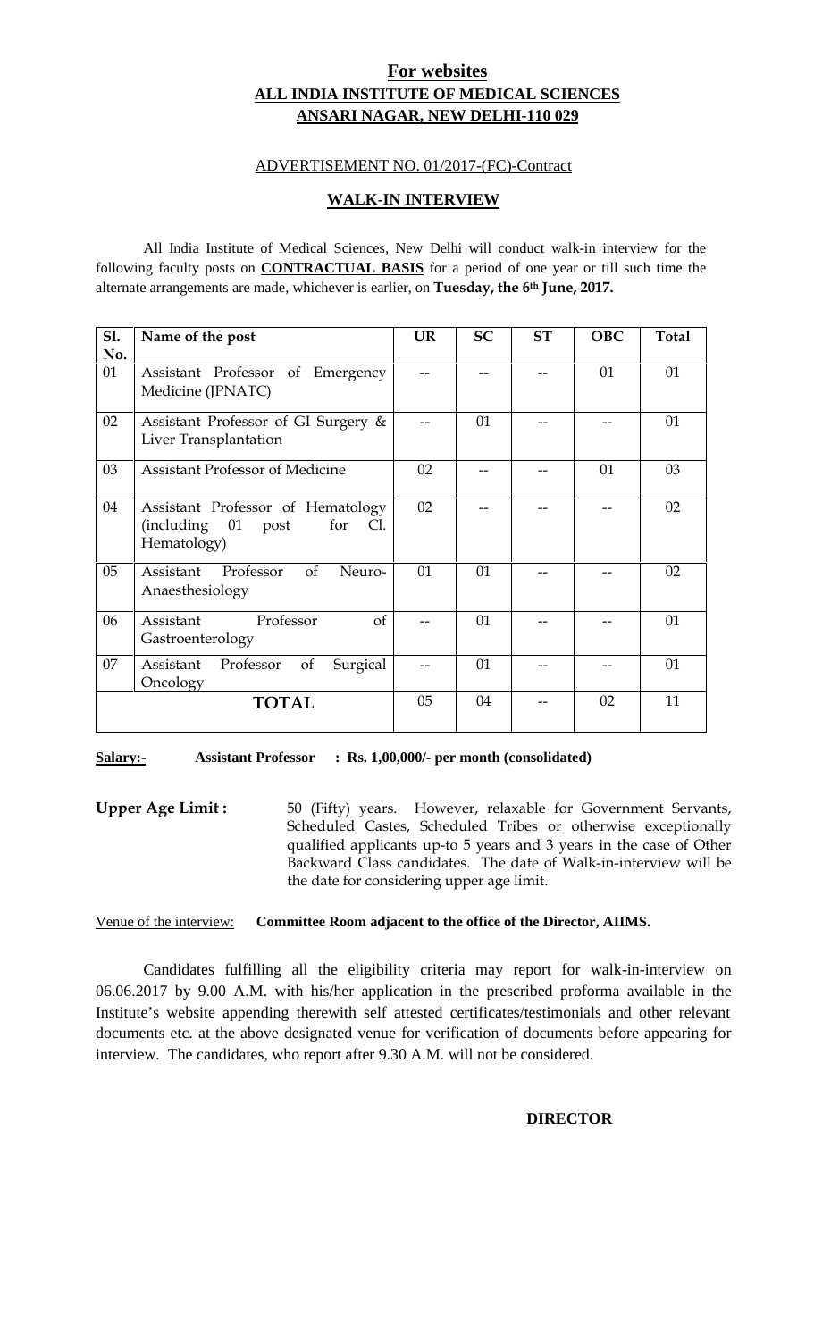## For websites

## ALL INDIA INSTITUTE OF MEDICAL SCIENCES

## ANSARI NAGAR, NEW DELHI-110 029

ADVERTISEMENT NO. 01/2017-(FC)-Contract

**WALK-IN INTERVIEW**

All India Institute of Medical Sciences, New Delhi will conduct walk-in interview for the following faculty posts on **CONTRACTUAL BASIS** for a period of one year or till such time the alternate arrangements are made, whichever is earlier, on **Tuesday, the 6th June, 2017.**

| Sl. No. | Name of the post | UR | SC | ST | OBC | Total |
|---|---|---|---|---|---|---|
| 01 | Assistant Professor of Emergency Medicine (JPNATC) | -- | -- | -- | 01 | 01 |
| 02 | Assistant Professor of GI Surgery & Liver Transplantation | -- | 01 | -- | -- | 01 |
| 03 | Assistant Professor of Medicine | 02 | -- | -- | 01 | 03 |
| 04 | Assistant Professor of Hematology (including 01 post for Cl. Hematology) | 02 | -- | -- | -- | 02 |
| 05 | Assistant Professor of Neuro-Anaesthesiology | 01 | 01 | -- | -- | 02 |
| 06 | Assistant Professor of Gastroenterology | -- | 01 | -- | -- | 01 |
| 07 | Assistant Professor of Surgical Oncology | -- | 01 | -- | -- | 01 |
| | **TOTAL** | 05 | 04 | -- | 02 | 11 |

**Salary:-** **Assistant Professor : Rs. 1,00,000/- per month (consolidated)**

**Upper Age Limit :** 50 (Fifty) years. However, relaxable for Government Servants, Scheduled Castes, Scheduled Tribes or otherwise exceptionally qualified applicants up-to 5 years and 3 years in the case of Other Backward Class candidates. The date of Walk-in-interview will be the date for considering upper age limit.

Venue of the interview: **Committee Room adjacent to the office of the Director, AIIMS.**

Candidates fulfilling all the eligibility criteria may report for walk-in-interview on 06.06.2017 by 9.00 A.M. with his/her application in the prescribed proforma available in the Institute's website appending therewith self attested certificates/testimonials and other relevant documents etc. at the above designated venue for verification of documents before appearing for interview. The candidates, who report after 9.30 A.M. will not be considered.

**DIRECTOR**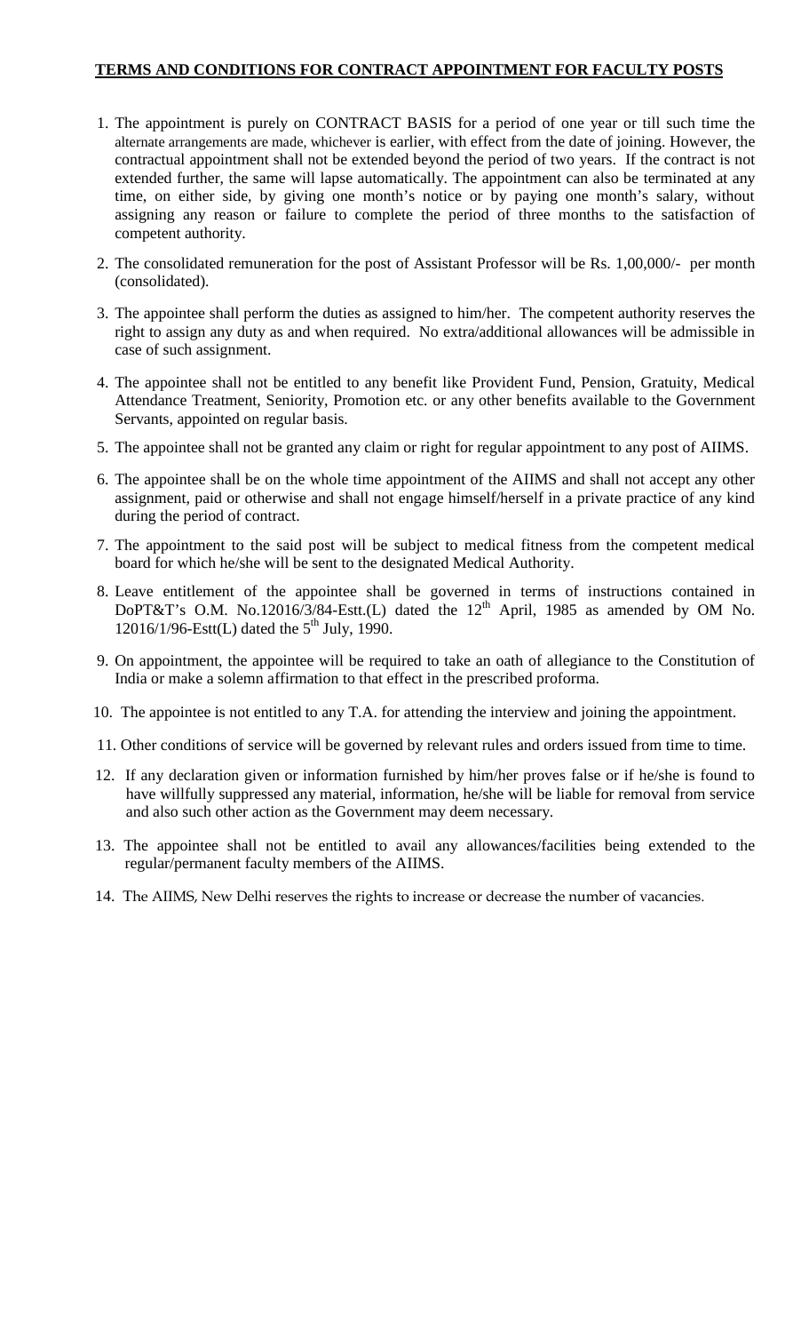**TERMS AND CONDITIONS FOR CONTRACT APPOINTMENT FOR FACULTY POSTS**

1. The appointment is purely on CONTRACT BASIS for a period of one year or till such time the alternate arrangements are made, whichever is earlier, with effect from the date of joining. However, the contractual appointment shall not be extended beyond the period of two years. If the contract is not extended further, the same will lapse automatically. The appointment can also be terminated at any time, on either side, by giving one month's notice or by paying one month's salary, without assigning any reason or failure to complete the period of three months to the satisfaction of competent authority.

2. The consolidated remuneration for the post of Assistant Professor will be Rs. 1,00,000/- per month (consolidated).

3. The appointee shall perform the duties as assigned to him/her. The competent authority reserves the right to assign any duty as and when required. No extra/additional allowances will be admissible in case of such assignment.

4. The appointee shall not be entitled to any benefit like Provident Fund, Pension, Gratuity, Medical Attendance Treatment, Seniority, Promotion etc. or any other benefits available to the Government Servants, appointed on regular basis.

5. The appointee shall not be granted any claim or right for regular appointment to any post of AIIMS.

6. The appointee shall be on the whole time appointment of the AIIMS and shall not accept any other assignment, paid or otherwise and shall not engage himself/herself in a private practice of any kind during the period of contract.

7. The appointment to the said post will be subject to medical fitness from the competent medical board for which he/she will be sent to the designated Medical Authority.

8. Leave entitlement of the appointee shall be governed in terms of instructions contained in DoPT&T's O.M. No.12016/3/84-Estt.(L) dated the 12th April, 1985 as amended by OM No. 12016/1/96-Estt(L) dated the 5th July, 1990.

9. On appointment, the appointee will be required to take an oath of allegiance to the Constitution of India or make a solemn affirmation to that effect in the prescribed proforma.

10. The appointee is not entitled to any T.A. for attending the interview and joining the appointment.

11. Other conditions of service will be governed by relevant rules and orders issued from time to time.

12. If any declaration given or information furnished by him/her proves false or if he/she is found to have willfully suppressed any material, information, he/she will be liable for removal from service and also such other action as the Government may deem necessary.

13. The appointee shall not be entitled to avail any allowances/facilities being extended to the regular/permanent faculty members of the AIIMS.

14. The AIIMS, New Delhi reserves the rights to increase or decrease the number of vacancies.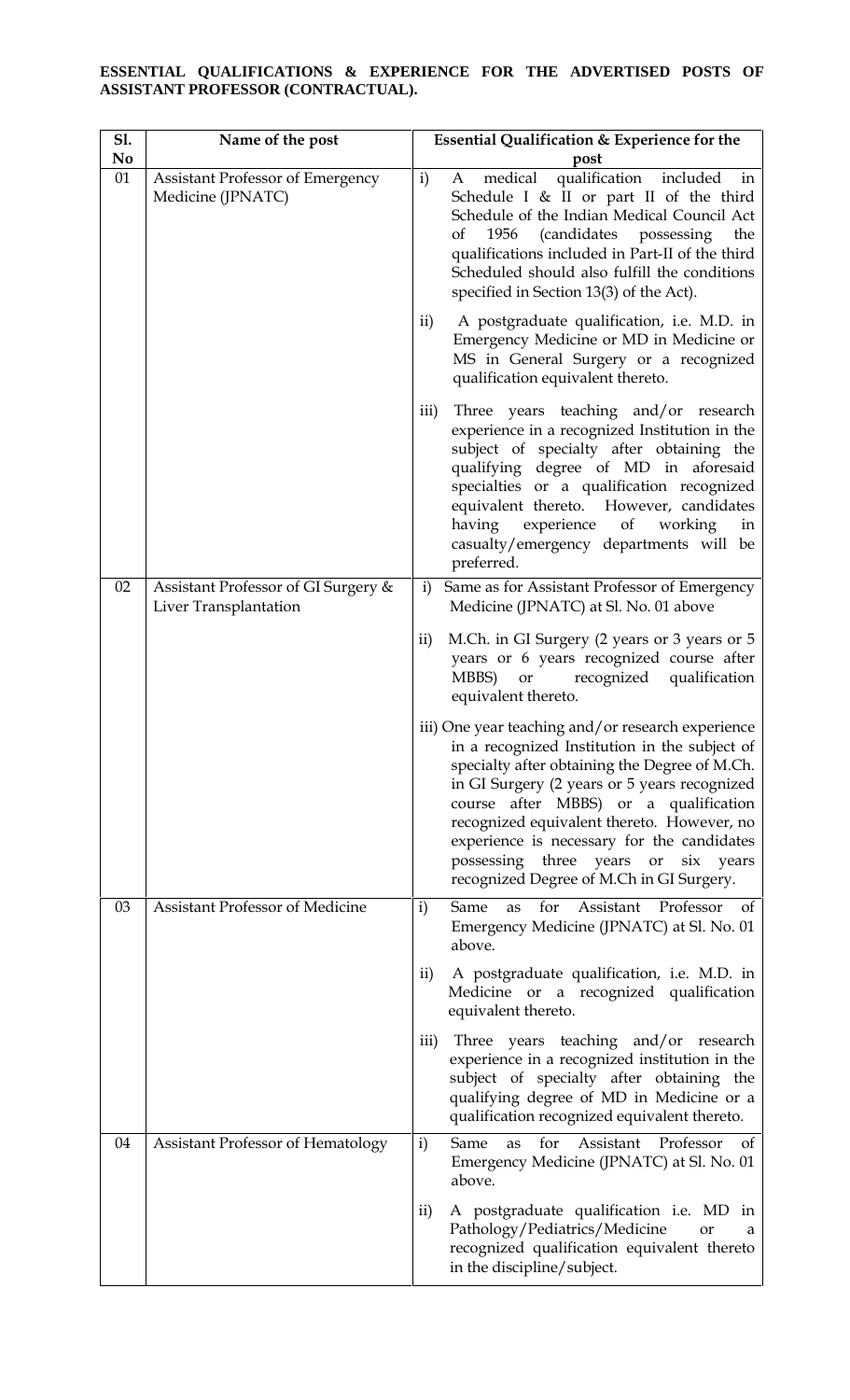**ESSENTIAL QUALIFICATIONS & EXPERIENCE FOR THE ADVERTISED POSTS OF ASSISTANT PROFESSOR (CONTRACTUAL).**

| Sl. No | Name of the post | Essential Qualification & Experience for the post |
|---|---|---|
| 01 | Assistant Professor of Emergency Medicine (JPNATC) | i) A medical qualification included in Schedule I & II or part II of the third Schedule of the Indian Medical Council Act of 1956 (candidates possessing the qualifications included in Part-II of the third Scheduled should also fulfill the conditions specified in Section 13(3) of the Act).<br><br>ii) A postgraduate qualification, i.e. M.D. in Emergency Medicine or MD in Medicine or MS in General Surgery or a recognized qualification equivalent thereto.<br><br>iii) Three years teaching and/or research experience in a recognized Institution in the subject of specialty after obtaining the qualifying degree of MD in aforesaid specialties or a qualification recognized equivalent thereto. However, candidates having experience of working in casualty/emergency departments will be preferred. |
| 02 | Assistant Professor of GI Surgery & Liver Transplantation | i) Same as for Assistant Professor of Emergency Medicine (JPNATC) at Sl. No. 01 above<br><br>ii) M.Ch. in GI Surgery (2 years or 3 years or 5 years or 6 years recognized course after MBBS) or recognized qualification equivalent thereto.<br><br>iii) One year teaching and/or research experience in a recognized Institution in the subject of specialty after obtaining the Degree of M.Ch. in GI Surgery (2 years or 5 years recognized course after MBBS) or a qualification recognized equivalent thereto. However, no experience is necessary for the candidates possessing three years or six years recognized Degree of M.Ch in GI Surgery. |
| 03 | Assistant Professor of Medicine | i) Same as for Assistant Professor of Emergency Medicine (JPNATC) at Sl. No. 01 above.<br><br>ii) A postgraduate qualification, i.e. M.D. in Medicine or a recognized qualification equivalent thereto.<br><br>iii) Three years teaching and/or research experience in a recognized institution in the subject of specialty after obtaining the qualifying degree of MD in Medicine or a qualification recognized equivalent thereto. |
| 04 | Assistant Professor of Hematology | i) Same as for Assistant Professor of Emergency Medicine (JPNATC) at Sl. No. 01 above.<br><br>ii) A postgraduate qualification i.e. MD in Pathology/Pediatrics/Medicine or a recognized qualification equivalent thereto in the discipline/subject. |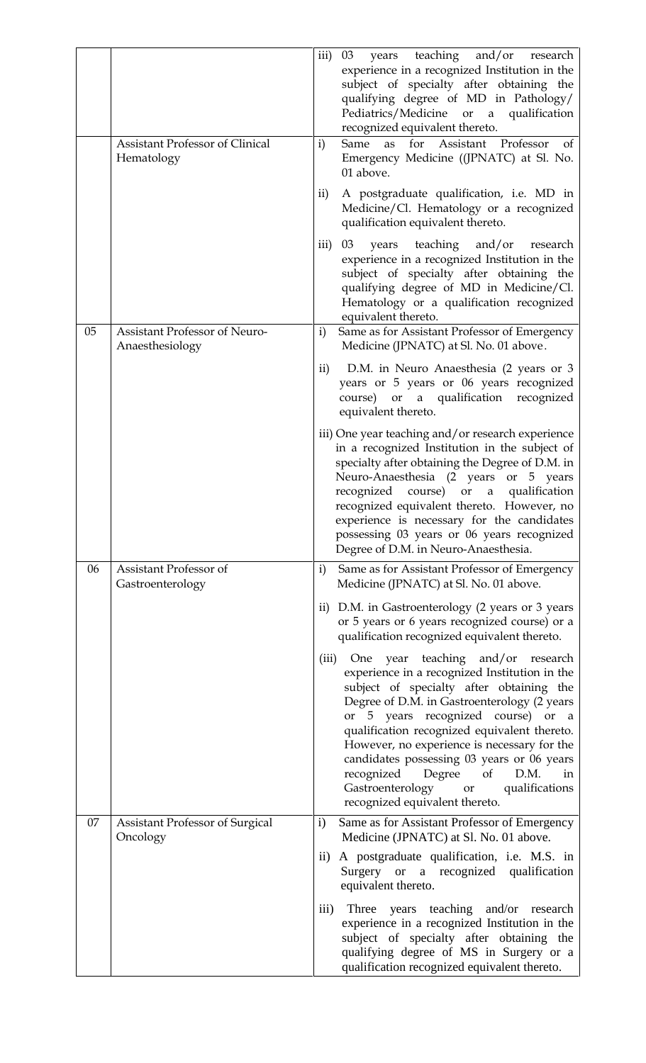|  |  |  |
|---|---|---|
|  |  | iii) 03 years teaching and/or research experience in a recognized Institution in the subject of specialty after obtaining the qualifying degree of MD in Pathology/ Pediatrics/Medicine or a qualification recognized equivalent thereto. |
|  | Assistant Professor of Clinical Hematology | i) Same as for Assistant Professor of Emergency Medicine ((JPNATC) at Sl. No. 01 above.<br><br>ii) A postgraduate qualification, i.e. MD in Medicine/Cl. Hematology or a recognized qualification equivalent thereto.<br><br>iii) 03 years teaching and/or research experience in a recognized Institution in the subject of specialty after obtaining the qualifying degree of MD in Medicine/Cl. Hematology or a qualification recognized equivalent thereto. |
| 05 | Assistant Professor of Neuro-Anaesthesiology | i) Same as for Assistant Professor of Emergency Medicine (JPNATC) at Sl. No. 01 above.<br><br>ii) D.M. in Neuro Anaesthesia (2 years or 3 years or 5 years or 06 years recognized course) or a qualification recognized equivalent thereto.<br><br>iii) One year teaching and/or research experience in a recognized Institution in the subject of specialty after obtaining the Degree of D.M. in Neuro-Anaesthesia (2 years or 5 years recognized course) or a qualification recognized equivalent thereto. However, no experience is necessary for the candidates possessing 03 years or 06 years recognized Degree of D.M. in Neuro-Anaesthesia. |
| 06 | Assistant Professor of Gastroenterology | i) Same as for Assistant Professor of Emergency Medicine (JPNATC) at Sl. No. 01 above.<br><br>ii) D.M. in Gastroenterology (2 years or 3 years or 5 years or 6 years recognized course) or a qualification recognized equivalent thereto.<br><br>(iii) One year teaching and/or research experience in a recognized Institution in the subject of specialty after obtaining the Degree of D.M. in Gastroenterology (2 years or 5 years recognized course) or a qualification recognized equivalent thereto. However, no experience is necessary for the candidates possessing 03 years or 06 years recognized Degree of D.M. in Gastroenterology or qualifications recognized equivalent thereto. |
| 07 | Assistant Professor of Surgical Oncology | i) Same as for Assistant Professor of Emergency Medicine (JPNATC) at Sl. No. 01 above.<br><br>ii) A postgraduate qualification, i.e. M.S. in Surgery or a recognized qualification equivalent thereto.<br><br>iii) Three years teaching and/or research experience in a recognized Institution in the subject of specialty after obtaining the qualifying degree of MS in Surgery or a qualification recognized equivalent thereto. |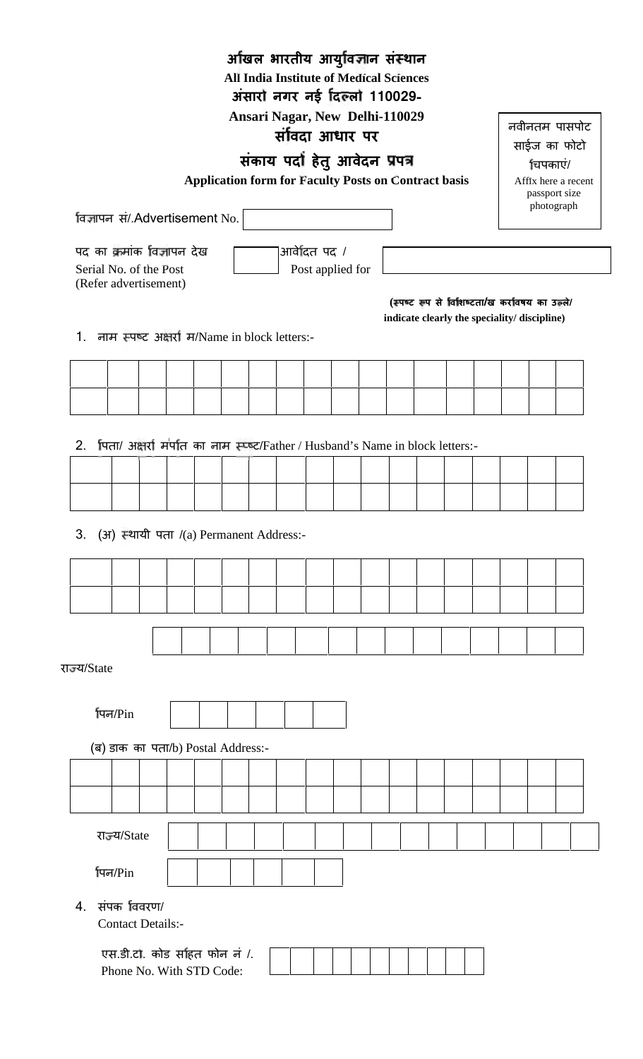# अखिल भारतीय आयुर्विज्ञान संस्थान

**All India Institute of Medical Sciences**

**अंसारी नगर नई दिल्ली 110029-**

**Ansari Nagar, New Delhi-110029**

## संविदा आधार पर

## संकाय पदों हेतु आवेदन प्रपत्र

**Application form for Faculty Posts on Contract basis**

नवीनतम पासपोर्ट साईज का फोटो चिपकाएं/
Affix here a recent passport size photograph

विज्ञापन सं/.Advertisement No. ____________

पद का क्रमांक विज्ञापन देख
Serial No. of the Post
(Refer advertisement) ______

आवेदित पद /
Post applied for ____________

**(स्पष्ट रूप से विशिष्टता/ख करविषय का उल्ले/ indicate clearly the speciality/ discipline)**

1. नाम स्पष्ट अक्षरों म/Name in block letters:-

| | | | | | | | | | | | | | | | | | | |
|---|---|---|---|---|---|---|---|---|---|---|---|---|---|---|---|---|---|---|
| | | | | | | | | | | | | | | | | | | |

2. पिता/ अक्षरों मर्पति का नाम स्प्ष्ट/Father / Husband's Name in block letters:-

| | | | | | | | | | | | | | | | | | |
|---|---|---|---|---|---|---|---|---|---|---|---|---|---|---|---|---|---|
| | | | | | | | | | | | | | | | | | |

3. (अ) स्थायी पता /(a) Permanent Address:-

| | | | | | | | | | | | | | | | | | |
|---|---|---|---|---|---|---|---|---|---|---|---|---|---|---|---|---|---|
| | | | | | | | | | | | | | | | | | |

राज्य/State

पिन/Pin

(ब) डाक का पता/b) Postal Address:-

| | | | | | | | | | | | | | | | | | |
|---|---|---|---|---|---|---|---|---|---|---|---|---|---|---|---|---|---|
| | | | | | | | | | | | | | | | | | |

राज्य/State

पिन/Pin

4. संपर्क विवरण/
Contact Details:-

एस.डी.टी. कोड सहित फोन नं /.
Phone No. With STD Code: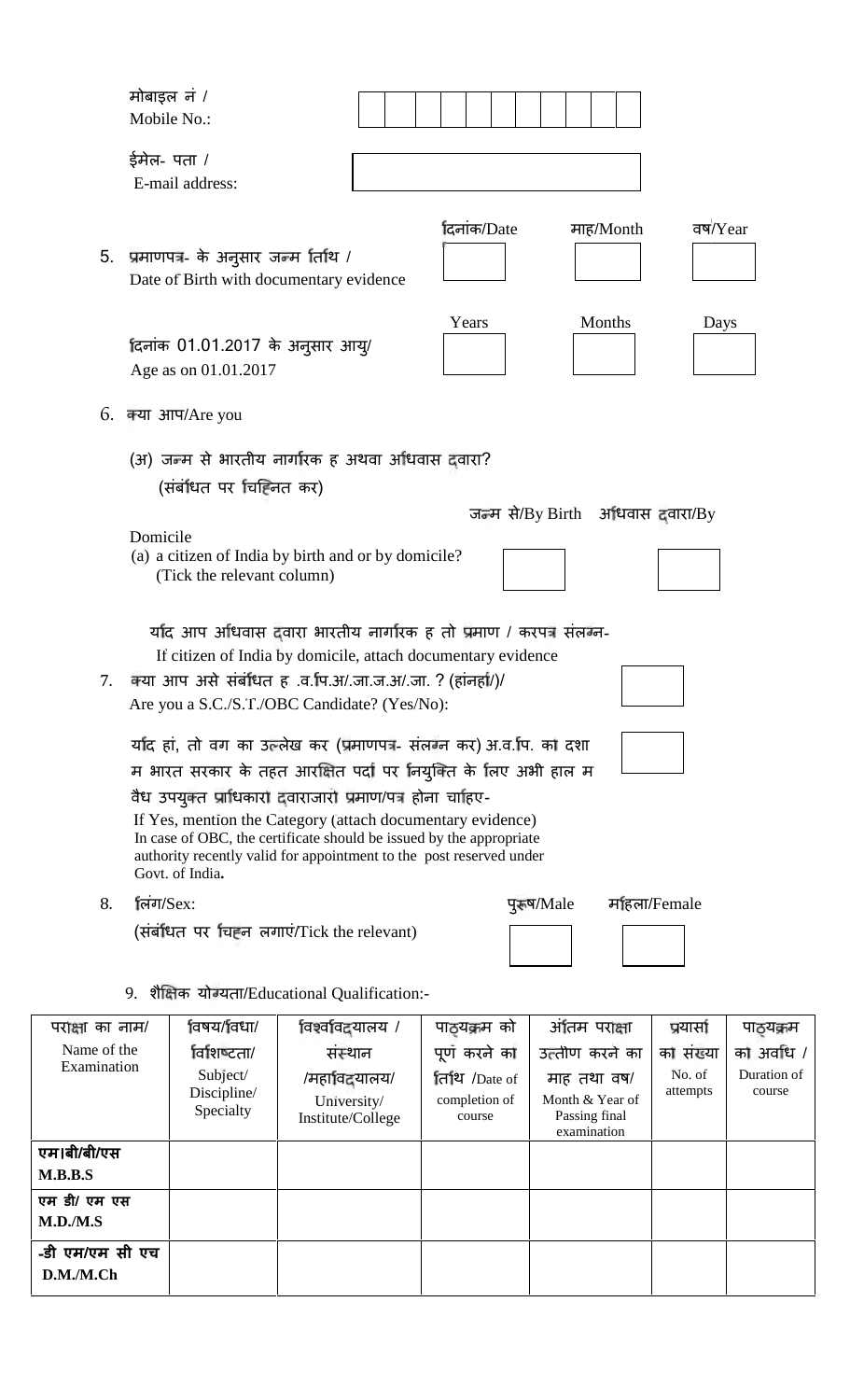मोबाइल नं /
Mobile No.:

ईमेल- पता /
E-mail address:

5. प्रमाणपत्र- के अनुसार जन्म तिथि /
Date of Birth with documentary evidence

| दिनांक/Date | माह/Month | वर्ष/Year |
|---|---|---|
| | | |

दिनांक 01.01.2017 के अनुसार आयु/
Age as on 01.01.2017

| Years | Months | Days |
|---|---|---|
| | | |

6. क्या आप/Are you

(अ) जन्म से भारतीय नागरिक है अथवा अधिवास द्वारा?
(संबंधित पर चिह्नित कर)

Domicile
(a) a citizen of India by birth and or by domicile?
(Tick the relevant column)

| जन्म से/By Birth | अधिवास द्वारा/By |
|---|---|
| | |

यदि आप अधिवास द्वारा भारतीय नागरिक है तो प्रमाण / करपत्र संलग्न-
If citizen of India by domicile, attach documentary evidence

7. क्या आप असे संबंधित है .व.पि.अ/.जा.ज.अ/.जा. ? (हांनहां/)/
Are you a S.C./S.T./OBC Candidate? (Yes/No):

यदि हां, तो वर्ग का उल्लेख कर (प्रमाणपत्र- संलग्न कर) अ.व.पि. का दशा म भारत सरकार के तहत आरक्षित पदों पर नियुक्ति के लिए अभी हाल म वैध उपयुक्त प्राधिकारी द्वाराजारी प्रमाण/पत्र होना चाहिए-
If Yes, mention the Category (attach documentary evidence)
In case of OBC, the certificate should be issued by the appropriate authority recently valid for appointment to the post reserved under Govt. of India.

8. लिंग/Sex:
(संबंधित पर चिह्न लगाएं/Tick the relevant)

| पुरूष/Male | महिला/Female |
|---|---|
| | |

9. शैक्षिक योग्यता/Educational Qualification:-

| परीक्षा का नाम/ Name of the Examination | विषय/विधा/ विशिष्टता/ Subject/ Discipline/ Specialty | विश्वविद्यालय / संस्थान /महाविद्यालय/ University/ Institute/College | पाठ्यक्रम को पूर्ण करने का तिथि /Date of completion of course | अंतिम परीक्षा उत्तीर्ण करने का माह तथा वर्ष/ Month & Year of Passing final examination | प्रयासों का संख्या No. of attempts | पाठ्यक्रम का अवधि / Duration of course |
|---|---|---|---|---|---|---|
| **एम।बी/बी/एस M.B.B.S** | | | | | | |
| **एम डी/ एम एस M.D./M.S** | | | | | | |
| **-डी एम/एम सी एच D.M./M.Ch** | | | | | | |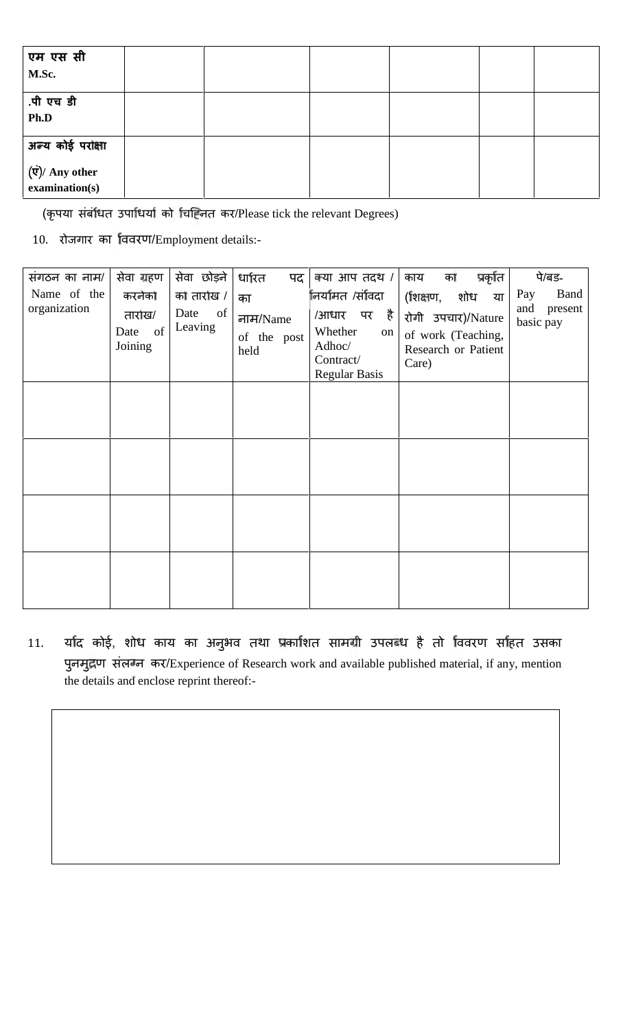| एम एस सी M.Sc. | | | | | | |
|---|---|---|---|---|---|---|
| .पी एच डी Ph.D | | | | | | |
| अन्य कोई परीक्षा (एं)/ Any other examination(s) | | | | | | |

(कृपया संबंधित उपाधियों को चिह्नित कर/Please tick the relevant Degrees)

10. रोजगार का विवरण/Employment details:-

| संगठन का नाम/ Name of the organization | सेवा ग्रहण करनेकी तारीख/ Date of Joining | सेवा छोड़ने की तारीख / Date of Leaving | धारित पद का नाम/Name of the post held | क्या आप तदर्थ / नियमित /संविदा /आधार पर है Whether on Adhoc/ Contract/ Regular Basis | कार्य की प्रकृति (शिक्षण, शोध या रोगी उपचार)/Nature of work (Teaching, Research or Patient Care) | पे/बैंड- Pay Band and present basic pay |
|---|---|---|---|---|---|---|
| | | | | | | |
| | | | | | | |
| | | | | | | |
| | | | | | | |

11. यदि कोई, शोध कार्य का अनुभव तथा प्रकाशित सामग्री उपलब्ध है तो विवरण सहित उसका पुनर्मुद्रण संलग्न कर/Experience of Research work and available published material, if any, mention the details and enclose reprint thereof:-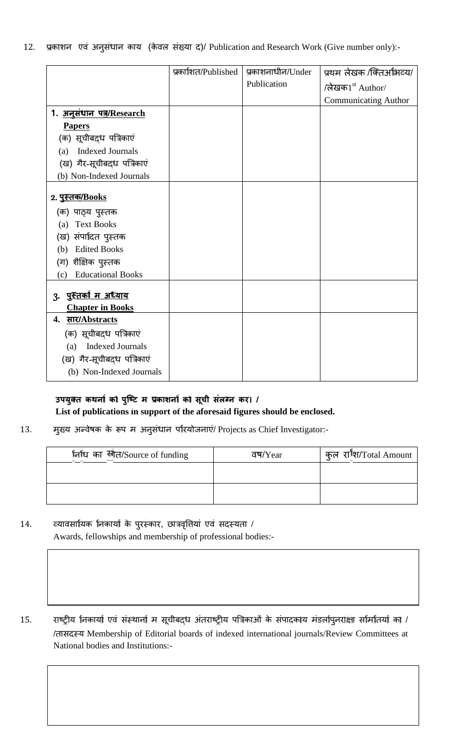12. प्रकाशन एवं अनुसंधान काय (केवल संख्या द)/ Publication and Research Work (Give number only):-

| | प्रकाशित/Published | प्रकाशनाधीन/Under Publication | प्रथम लेखक /क्तिअभिव्य/ /लेखक1st Author/ Communicating Author |
|---|---|---|---|
| **1. अनुसंधान पत्र/Research Papers**<br>(क) सूचीबद्ध पत्रिकाएं<br>(a) Indexed Journals<br>(ख) गैर-सूचीबद्ध पत्रिकाएं<br>(b) Non-Indexed Journals | | | |
| **2. पुस्तक/Books**<br>(क) पाठ्य पुस्तक<br>(a) Text Books<br>(ख) संपादित पुस्तक<br>(b) Edited Books<br>(ग) शैक्षिक पुस्तक<br>(c) Educational Books | | | |
| **3. पुस्तकों म अध्याय Chapter in Books** | | | |
| **4. सार/Abstracts**<br>(क) सूचीबद्ध पत्रिकाएं<br>(a) Indexed Journals<br>(ख) गैर-सूचीबद्ध पत्रिकाएं<br>(b) Non-Indexed Journals | | | |

**उपयुक्त कथनों को पुष्टि म प्रकाशनों को सूची संलग्न कर। /**
**List of publications in support of the aforesaid figures should be enclosed.**

13. मुख्य अन्वेषक के रूप म अनुसंधान परियोजनाएं/ Projects as Chief Investigator:-

| निधि का स्रोत/Source of funding | वष/Year | कुल राशि/Total Amount |
|---|---|---|
| | | |
| | | |

14. व्यावसायिक निकायों के पुरस्कार, छात्रवृत्तियां एवं सदस्यता /
Awards, fellowships and membership of professional bodies:-

15. राष्ट्रीय निकायों एवं संस्थानों म सूचीबद्ध अंतराष्ट्रीय पत्रिकाओं के संपादकाय मंडलोपुनरोक्षा समितियों का / /तासदस्य Membership of Editorial boards of indexed international journals/Review Committees at National bodies and Institutions:-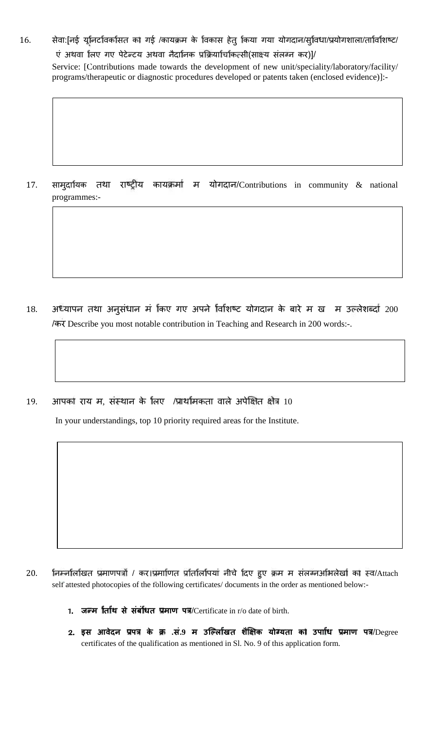16. सेवा:[नई यूनिटविकसित की गई /कार्यक्रम के विकास हेतु किया गया योगदान/सुविधा/प्रयोगशाला/तार्विशिष्ट/ एवं अथवा लिए गए पेटेन्ट्य अथवा नैदानिक प्रक्रियाचिकित्सी(साक्ष्य संलग्न कर)]/ Service: [Contributions made towards the development of new unit/speciality/laboratory/facility/ programs/therapeutic or diagnostic procedures developed or patents taken (enclosed evidence)]:-

| |
|---|
| |

17. सामुदायिक तथा राष्ट्रीय कार्यक्रमों में योगदान/Contributions in community & national programmes:-

| |
|---|
| |

18. अध्यापन तथा अनुसंधान में किए गए अपने विशिष्ट योगदान के बारे में ख म उल्लेशब्दों 200 /कर Describe you most notable contribution in Teaching and Research in 200 words:-.

| |
|---|
| |

19. आपकी राय में, संस्थान के लिए /प्राथमिकता वाले अपेक्षित क्षेत्र 10

In your understandings, top 10 priority required areas for the Institute.

| |
|---|
| |

20. निम्नलिखित प्रमाणपत्रों / कर।प्रमाणित प्रतिलिपियां नीचे दिए हुए क्रम में संलग्नअभिलेखों का स्व/Attach self attested photocopies of the following certificates/ documents in the order as mentioned below:-

1. **जन्म तिथि से संबंधित प्रमाण पत्र**/Certificate in r/o date of birth.
2. **इस आवेदन प्रपत्र के क्र .सं.9 में उल्लिखित शैक्षिक योग्यता की उपाधि प्रमाण पत्र**/Degree certificates of the qualification as mentioned in Sl. No. 9 of this application form.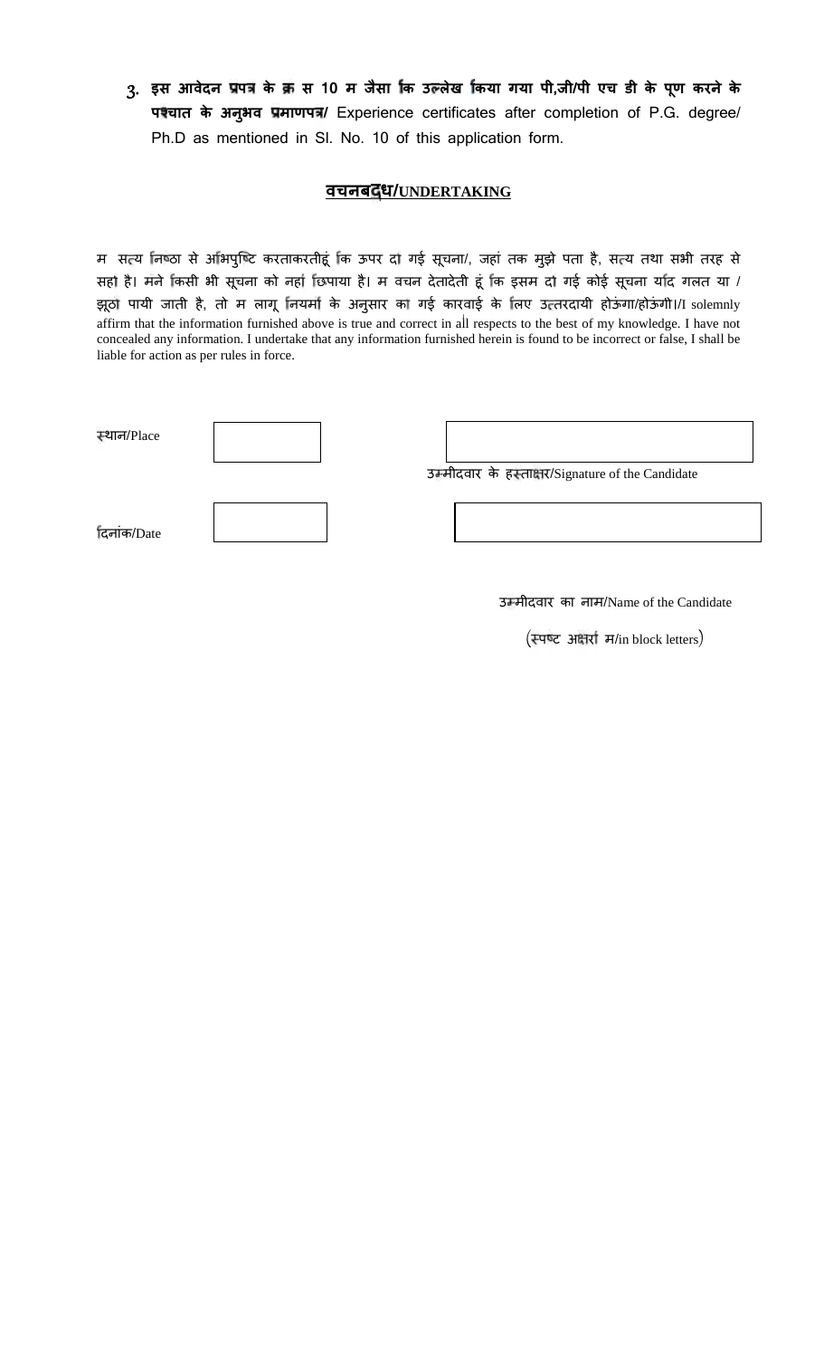3. **इस आवेदन प्रपत्र के क्र स 10 म जैसा कि उल्लेख किया गया पी,जी/पी एच डी के पूण करने के पश्चात के अनुभव प्रमाणपत्र/** Experience certificates after completion of P.G. degree/ Ph.D as mentioned in Sl. No. 10 of this application form.

## वचनबद्ध/UNDERTAKING

म सत्य निष्ठा से अभिपुष्टि करताकरतीहूं कि ऊपर दी गई सूचना/, जहां तक मुझे पता है, सत्य तथा सभी तरह से सही है। मने किसी भी सूचना को नहीं छिपाया है। म वचन देतादेती हूं कि इसम दी गई कोई सूचना यदि गलत या / झूठी पायी जाती है, तो म लागू नियमों के अनुसार की गई कारवाई के लिए उत्तरदायी होऊंगा/होऊंगी।/I solemnly affirm that the information furnished above is true and correct in all respects to the best of my knowledge. I have not concealed any information. I undertake that any information furnished herein is found to be incorrect or false, I shall be liable for action as per rules in force.

स्थान/Place

उम्मीदवार के हस्ताक्षर/Signature of the Candidate

दिनांक/Date

उम्मीदवार का नाम/Name of the Candidate

(स्पष्ट अक्षरों म/in block letters)